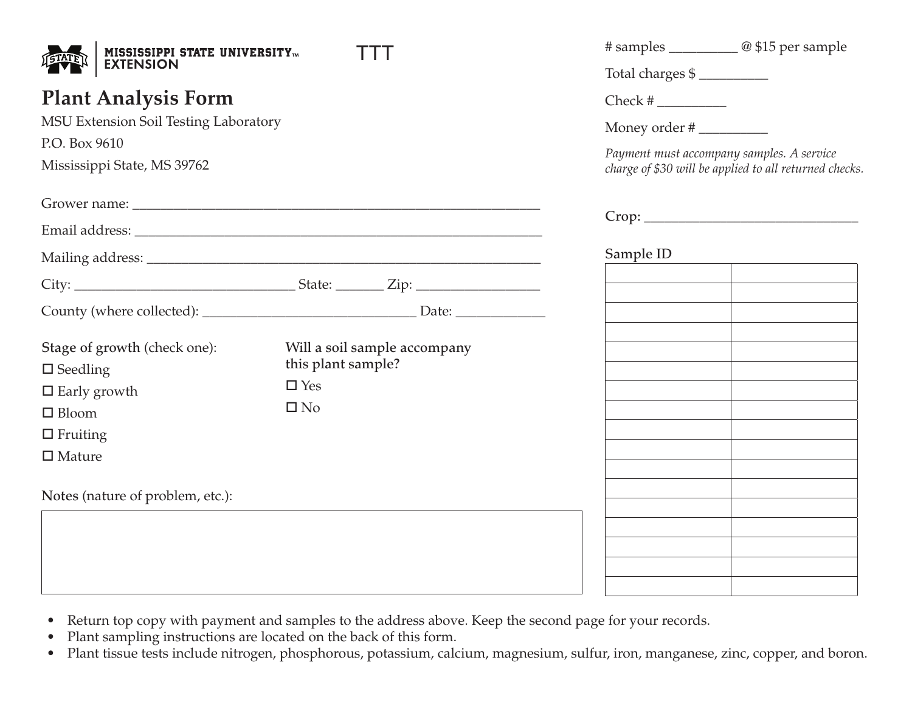MISSISSIPPI STATE UNIVERSITY™ EXTENSION

TTT

# Plant Analysis Form

MSU Extension Soil Testing Laboratory

P.O. Box 9610

Mississippi State, MS 39762

# samples __________ @ $15 per sample

Total charges $ __________

Check # __________

Money order # __________

*Payment must accompany samples. A service charge of $30 will be applied to all returned checks.*

Grower name: ____________________________________________________________

Email address: ____________________________________________________________

Mailing address: __________________________________________________________

City: ________________________________ State: _______ Zip: _________________

County (where collected): _______________________________ Date: _____________

**Crop:** _______________________________

Sample ID

| | |
|---|---|
| | |
| | |
| | |
| | |
| | |
| | |
| | |
| | |
| | |
| | |
| | |
| | |
| | |
| | |
| | |
| | |
| | |

**Stage of growth** (check one):

- ☐ Seedling
- ☐ Early growth
- ☐ Bloom
- ☐ Fruiting
- ☐ Mature

**Will a soil sample accompany this plant sample?**

- ☐ Yes
- ☐ No

**Notes** (nature of problem, etc.):

| |
|---|
| |

- Return top copy with payment and samples to the address above. Keep the second page for your records.
- Plant sampling instructions are located on the back of this form.
- Plant tissue tests include nitrogen, phosphorous, potassium, calcium, magnesium, sulfur, iron, manganese, zinc, copper, and boron.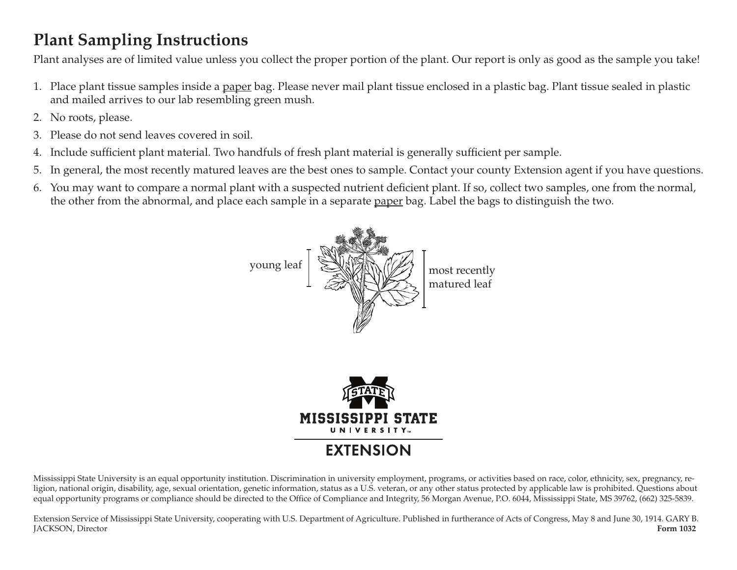# Plant Sampling Instructions

Plant analyses are of limited value unless you collect the proper portion of the plant. Our report is only as good as the sample you take!

1. Place plant tissue samples inside a paper bag. Please never mail plant tissue enclosed in a plastic bag. Plant tissue sealed in plastic and mailed arrives to our lab resembling green mush.
2. No roots, please.
3. Please do not send leaves covered in soil.
4. Include sufficient plant material. Two handfuls of fresh plant material is generally sufficient per sample.
5. In general, the most recently matured leaves are the best ones to sample. Contact your county Extension agent if you have questions.
6. You may want to compare a normal plant with a suspected nutrient deficient plant. If so, collect two samples, one from the normal, the other from the abnormal, and place each sample in a separate paper bag. Label the bags to distinguish the two.

young leaf

most recently matured leaf

MISSISSIPPI STATE UNIVERSITY EXTENSION

Mississippi State University is an equal opportunity institution. Discrimination in university employment, programs, or activities based on race, color, ethnicity, sex, pregnancy, religion, national origin, disability, age, sexual orientation, genetic information, status as a U.S. veteran, or any other status protected by applicable law is prohibited. Questions about equal opportunity programs or compliance should be directed to the Office of Compliance and Integrity, 56 Morgan Avenue, P.O. 6044, Mississippi State, MS 39762, (662) 325-5839.

Extension Service of Mississippi State University, cooperating with U.S. Department of Agriculture. Published in furtherance of Acts of Congress, May 8 and June 30, 1914. GARY B. JACKSON, Director

**Form 1032**